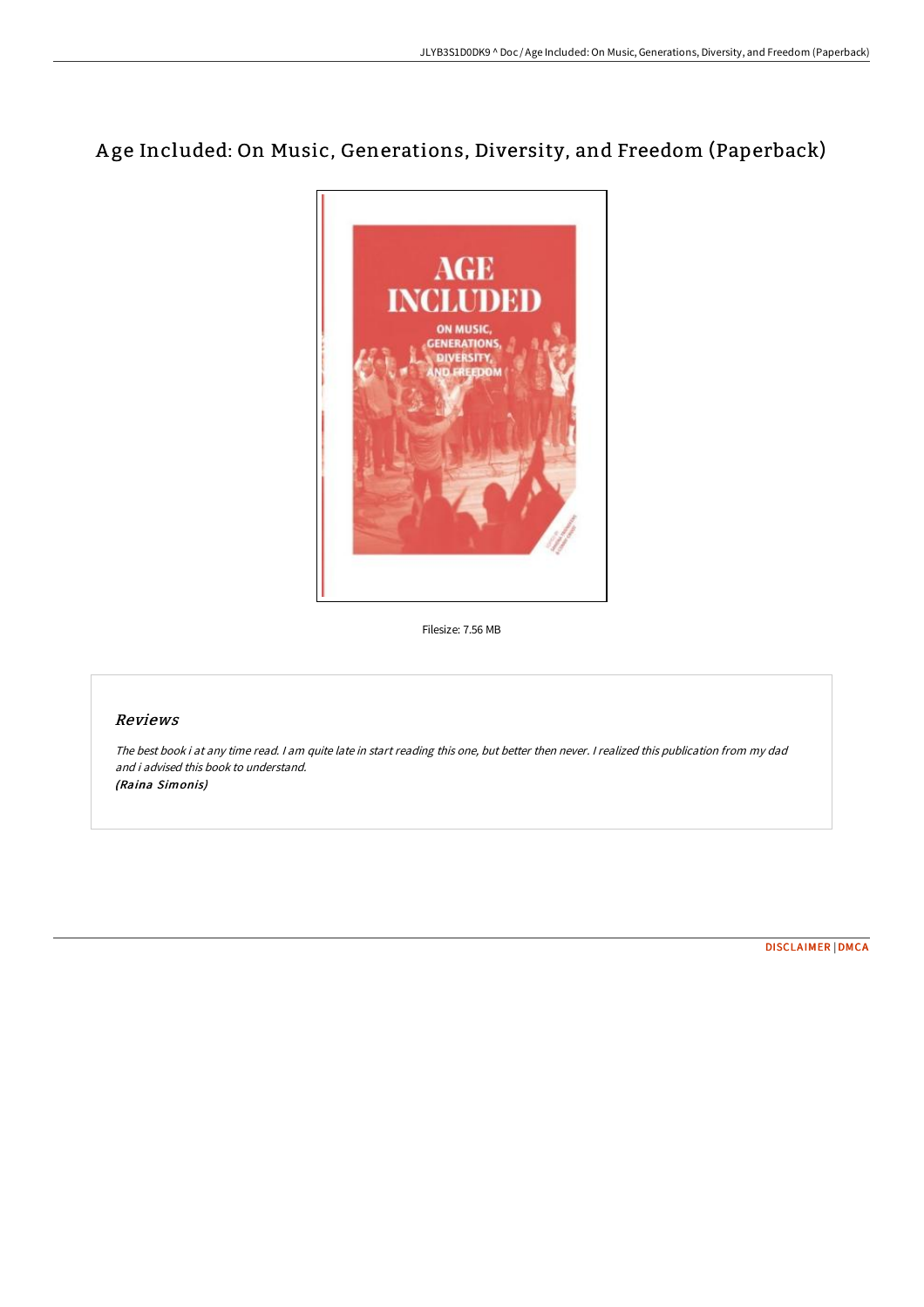# Age Included: On Music, Generations, Diversity, and Freedom (Paperback)

Filesize: 7.56 MB

## *Reviews*

*The best book i at any time read. I am quite late in start reading this one, but better then never. I realized this publication from my dad and i advised this book to understand.*
*(Raina Simonis)*

DISCLAIMER | DMCA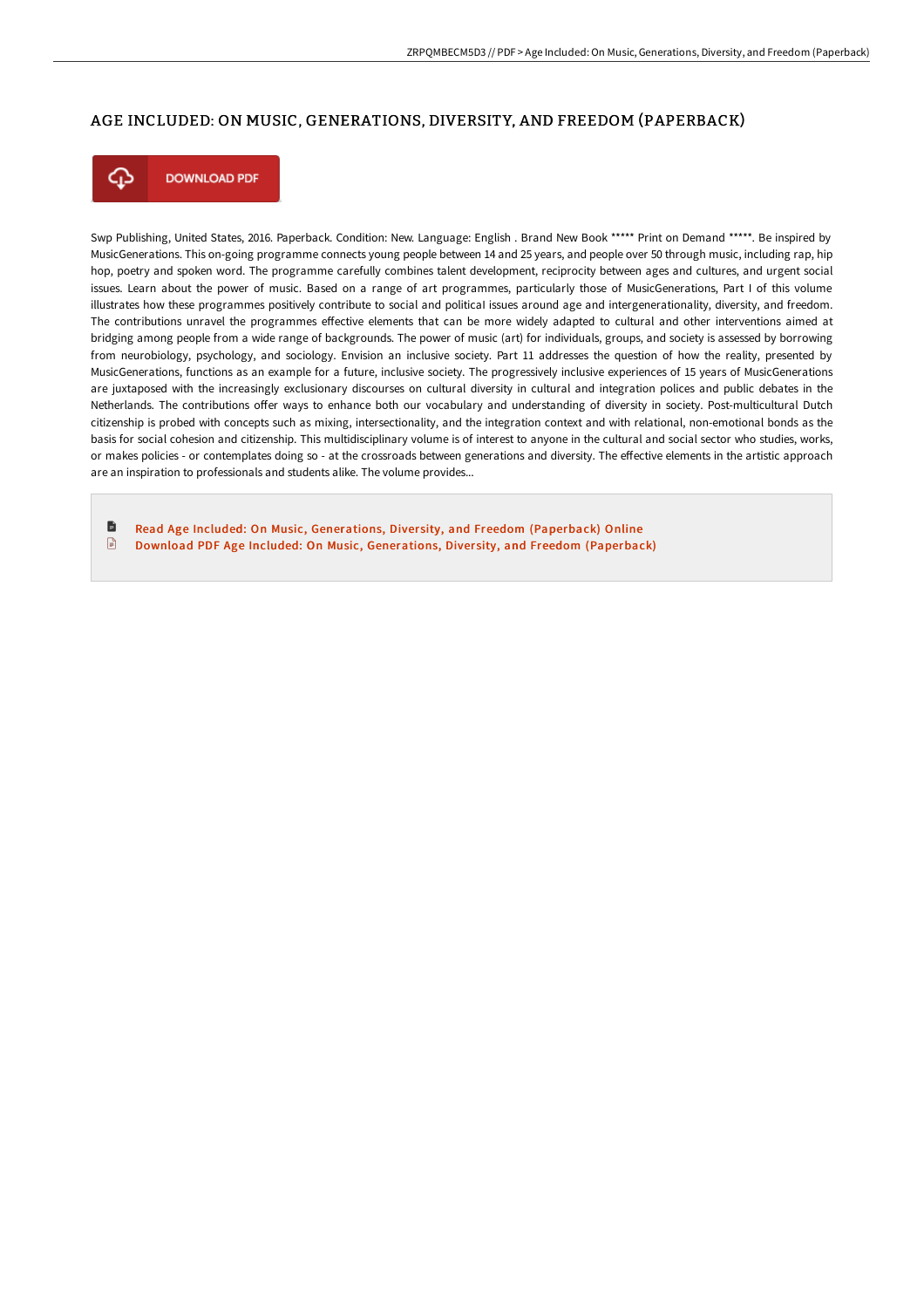# AGE INCLUDED: ON MUSIC, GENERATIONS, DIVERSITY, AND FREEDOM (PAPERBACK)

DOWNLOAD PDF

Swp Publishing, United States, 2016. Paperback. Condition: New. Language: English . Brand New Book ***** Print on Demand *****. Be inspired by MusicGenerations. This on-going programme connects young people between 14 and 25 years, and people over 50 through music, including rap, hip hop, poetry and spoken word. The programme carefully combines talent development, reciprocity between ages and cultures, and urgent social issues. Learn about the power of music. Based on a range of art programmes, particularly those of MusicGenerations, Part I of this volume illustrates how these programmes positively contribute to social and political issues around age and intergenerationality, diversity, and freedom. The contributions unravel the programmes effective elements that can be more widely adapted to cultural and other interventions aimed at bridging among people from a wide range of backgrounds. The power of music (art) for individuals, groups, and society is assessed by borrowing from neurobiology, psychology, and sociology. Envision an inclusive society. Part 11 addresses the question of how the reality, presented by MusicGenerations, functions as an example for a future, inclusive society. The progressively inclusive experiences of 15 years of MusicGenerations are juxtaposed with the increasingly exclusionary discourses on cultural diversity in cultural and integration polices and public debates in the Netherlands. The contributions offer ways to enhance both our vocabulary and understanding of diversity in society. Post-multicultural Dutch citizenship is probed with concepts such as mixing, intersectionality, and the integration context and with relational, non-emotional bonds as the basis for social cohesion and citizenship. This multidisciplinary volume is of interest to anyone in the cultural and social sector who studies, works, or makes policies - or contemplates doing so - at the crossroads between generations and diversity. The effective elements in the artistic approach are an inspiration to professionals and students alike. The volume provides...

- Read Age Included: On Music, Generations, Diversity, and Freedom (Paperback) Online
- Download PDF Age Included: On Music, Generations, Diversity, and Freedom (Paperback)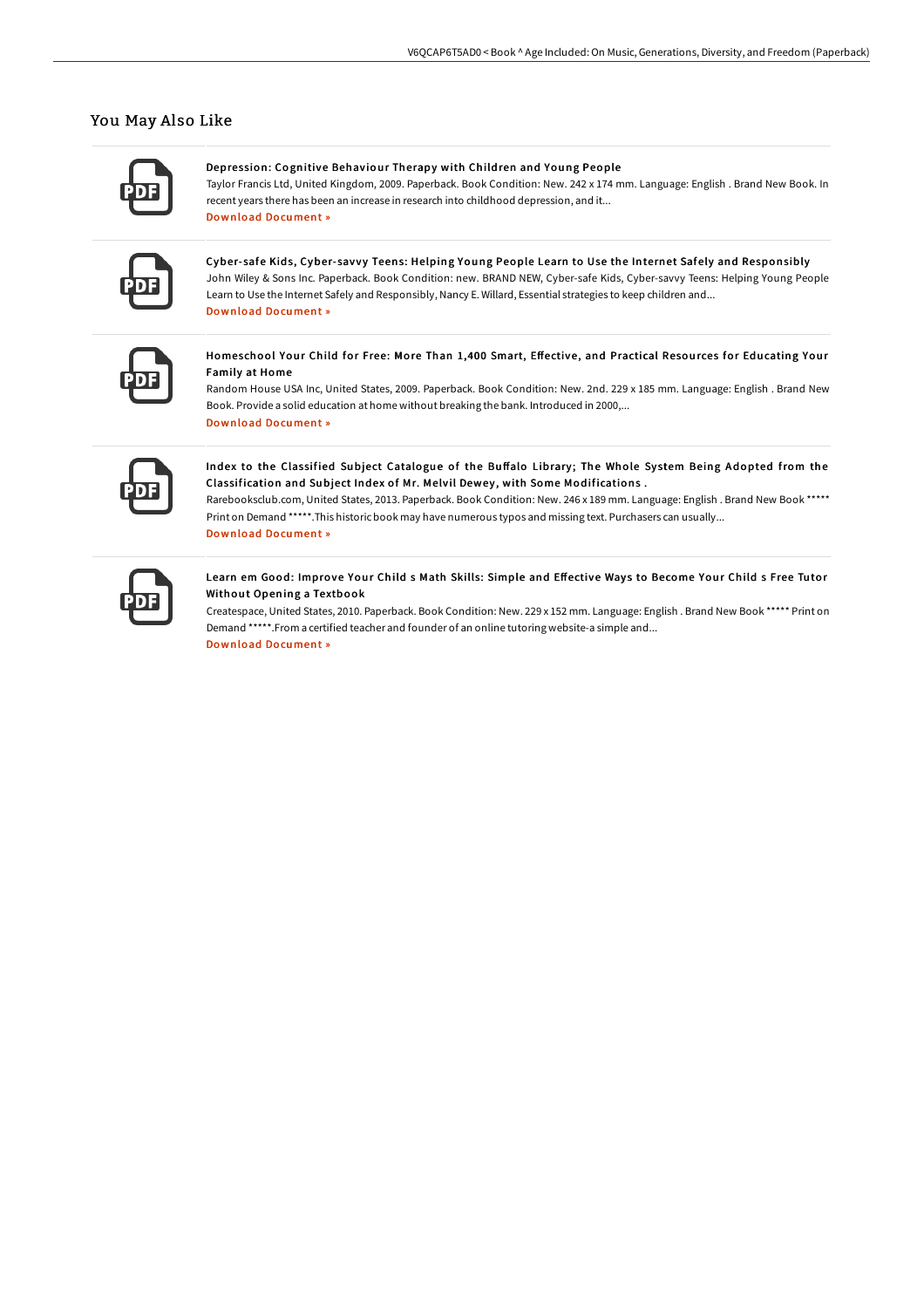## You May Also Like

**Depression: Cognitive Behaviour Therapy with Children and Young People**

Taylor Francis Ltd, United Kingdom, 2009. Paperback. Book Condition: New. 242 x 174 mm. Language: English . Brand New Book. In recent years there has been an increase in research into childhood depression, and it...

Download Document »

**Cyber-safe Kids, Cyber-savvy Teens: Helping Young People Learn to Use the Internet Safely and Responsibly**

John Wiley & Sons Inc. Paperback. Book Condition: new. BRAND NEW, Cyber-safe Kids, Cyber-savvy Teens: Helping Young People Learn to Use the Internet Safely and Responsibly, Nancy E. Willard, Essential strategies to keep children and...

Download Document »

**Homeschool Your Child for Free: More Than 1,400 Smart, Effective, and Practical Resources for Educating Your Family at Home**

Random House USA Inc, United States, 2009. Paperback. Book Condition: New. 2nd. 229 x 185 mm. Language: English . Brand New Book. Provide a solid education at home without breaking the bank. Introduced in 2000,...

Download Document »

**Index to the Classified Subject Catalogue of the Buffalo Library; The Whole System Being Adopted from the Classification and Subject Index of Mr. Melvil Dewey, with Some Modifications .**

Rarebooksclub.com, United States, 2013. Paperback. Book Condition: New. 246 x 189 mm. Language: English . Brand New Book ***** Print on Demand *****.This historic book may have numerous typos and missing text. Purchasers can usually...

Download Document »

**Learn em Good: Improve Your Child s Math Skills: Simple and Effective Ways to Become Your Child s Free Tutor Without Opening a Textbook**

Createspace, United States, 2010. Paperback. Book Condition: New. 229 x 152 mm. Language: English . Brand New Book ***** Print on Demand *****.From a certified teacher and founder of an online tutoring website-a simple and...

Download Document »